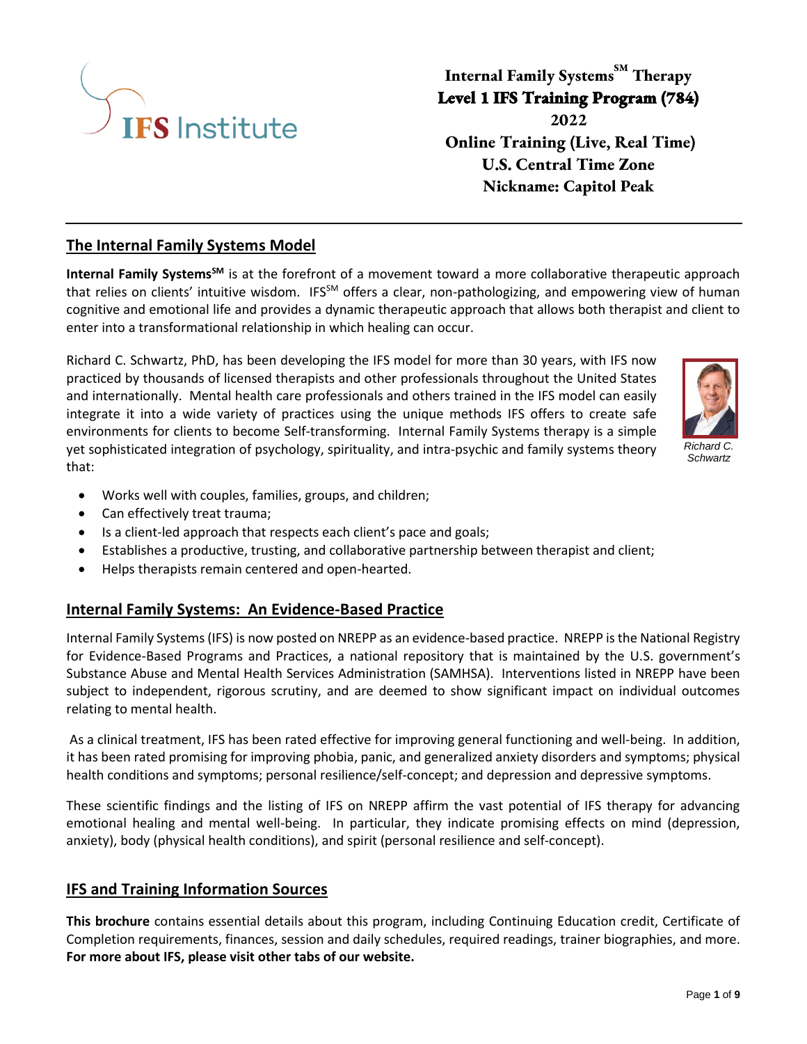# Internal Family Systems^SM Therapy
# Level 1 IFS Training Program (784)
# 2022
# Online Training (Live, Real Time)
# U.S. Central Time Zone
# Nickname: Capitol Peak

## The Internal Family Systems Model

**Internal Family Systems^SM** is at the forefront of a movement toward a more collaborative therapeutic approach that relies on clients' intuitive wisdom. IFS^SM offers a clear, non-pathologizing, and empowering view of human cognitive and emotional life and provides a dynamic therapeutic approach that allows both therapist and client to enter into a transformational relationship in which healing can occur.

Richard C. Schwartz, PhD, has been developing the IFS model for more than 30 years, with IFS now practiced by thousands of licensed therapists and other professionals throughout the United States and internationally. Mental health care professionals and others trained in the IFS model can easily integrate it into a wide variety of practices using the unique methods IFS offers to create safe environments for clients to become Self-transforming. Internal Family Systems therapy is a simple yet sophisticated integration of psychology, spirituality, and intra-psychic and family systems theory that:

*Richard C. Schwartz*

- Works well with couples, families, groups, and children;
- Can effectively treat trauma;
- Is a client-led approach that respects each client's pace and goals;
- Establishes a productive, trusting, and collaborative partnership between therapist and client;
- Helps therapists remain centered and open-hearted.

## Internal Family Systems: An Evidence-Based Practice

Internal Family Systems (IFS) is now posted on NREPP as an evidence-based practice. NREPP is the National Registry for Evidence-Based Programs and Practices, a national repository that is maintained by the U.S. government's Substance Abuse and Mental Health Services Administration (SAMHSA). Interventions listed in NREPP have been subject to independent, rigorous scrutiny, and are deemed to show significant impact on individual outcomes relating to mental health.

As a clinical treatment, IFS has been rated effective for improving general functioning and well-being. In addition, it has been rated promising for improving phobia, panic, and generalized anxiety disorders and symptoms; physical health conditions and symptoms; personal resilience/self-concept; and depression and depressive symptoms.

These scientific findings and the listing of IFS on NREPP affirm the vast potential of IFS therapy for advancing emotional healing and mental well-being. In particular, they indicate promising effects on mind (depression, anxiety), body (physical health conditions), and spirit (personal resilience and self-concept).

## IFS and Training Information Sources

**This brochure** contains essential details about this program, including Continuing Education credit, Certificate of Completion requirements, finances, session and daily schedules, required readings, trainer biographies, and more. **For more about IFS, please visit other tabs of our website.**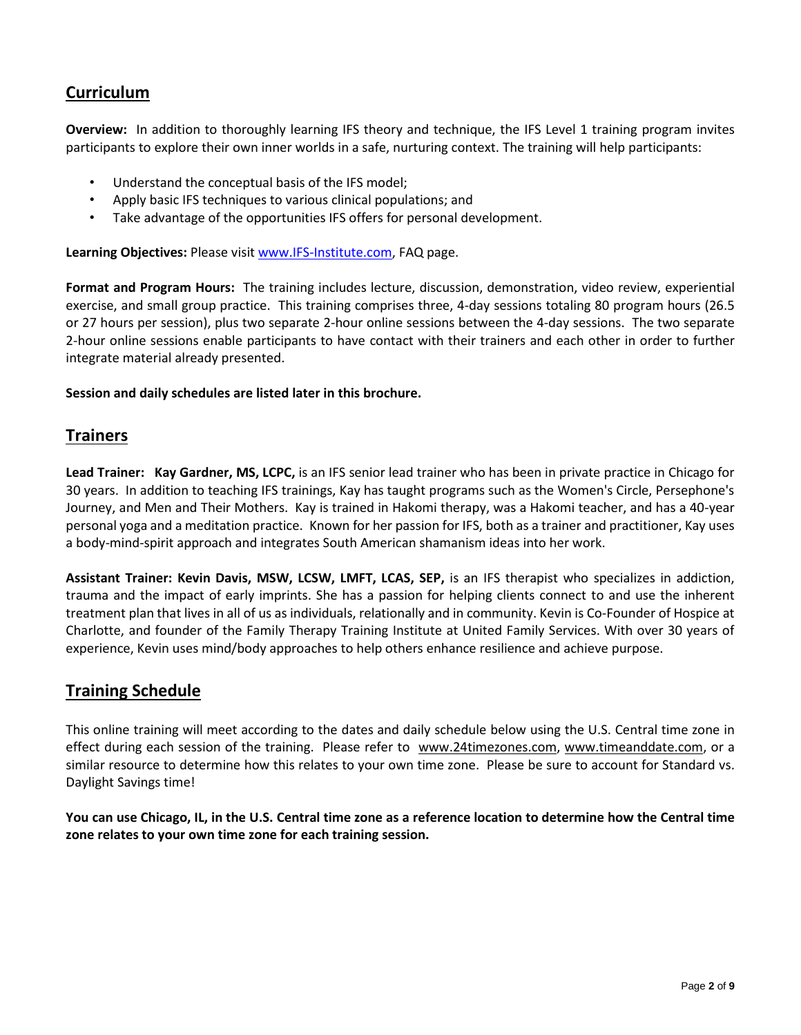## Curriculum

**Overview:** In addition to thoroughly learning IFS theory and technique, the IFS Level 1 training program invites participants to explore their own inner worlds in a safe, nurturing context. The training will help participants:

- Understand the conceptual basis of the IFS model;
- Apply basic IFS techniques to various clinical populations; and
- Take advantage of the opportunities IFS offers for personal development.

**Learning Objectives:** Please visit [www.IFS-Institute.com](http://www.IFS-Institute.com), FAQ page.

**Format and Program Hours:** The training includes lecture, discussion, demonstration, video review, experiential exercise, and small group practice. This training comprises three, 4-day sessions totaling 80 program hours (26.5 or 27 hours per session), plus two separate 2-hour online sessions between the 4-day sessions. The two separate 2-hour online sessions enable participants to have contact with their trainers and each other in order to further integrate material already presented.

**Session and daily schedules are listed later in this brochure.**

## Trainers

**Lead Trainer: Kay Gardner, MS, LCPC,** is an IFS senior lead trainer who has been in private practice in Chicago for 30 years. In addition to teaching IFS trainings, Kay has taught programs such as the Women's Circle, Persephone's Journey, and Men and Their Mothers. Kay is trained in Hakomi therapy, was a Hakomi teacher, and has a 40-year personal yoga and a meditation practice. Known for her passion for IFS, both as a trainer and practitioner, Kay uses a body-mind-spirit approach and integrates South American shamanism ideas into her work.

**Assistant Trainer: Kevin Davis, MSW, LCSW, LMFT, LCAS, SEP,** is an IFS therapist who specializes in addiction, trauma and the impact of early imprints. She has a passion for helping clients connect to and use the inherent treatment plan that lives in all of us as individuals, relationally and in community. Kevin is Co-Founder of Hospice at Charlotte, and founder of the Family Therapy Training Institute at United Family Services. With over 30 years of experience, Kevin uses mind/body approaches to help others enhance resilience and achieve purpose.

## Training Schedule

This online training will meet according to the dates and daily schedule below using the U.S. Central time zone in effect during each session of the training. Please refer to www.24timezones.com, www.timeanddate.com, or a similar resource to determine how this relates to your own time zone. Please be sure to account for Standard vs. Daylight Savings time!

**You can use Chicago, IL, in the U.S. Central time zone as a reference location to determine how the Central time zone relates to your own time zone for each training session.**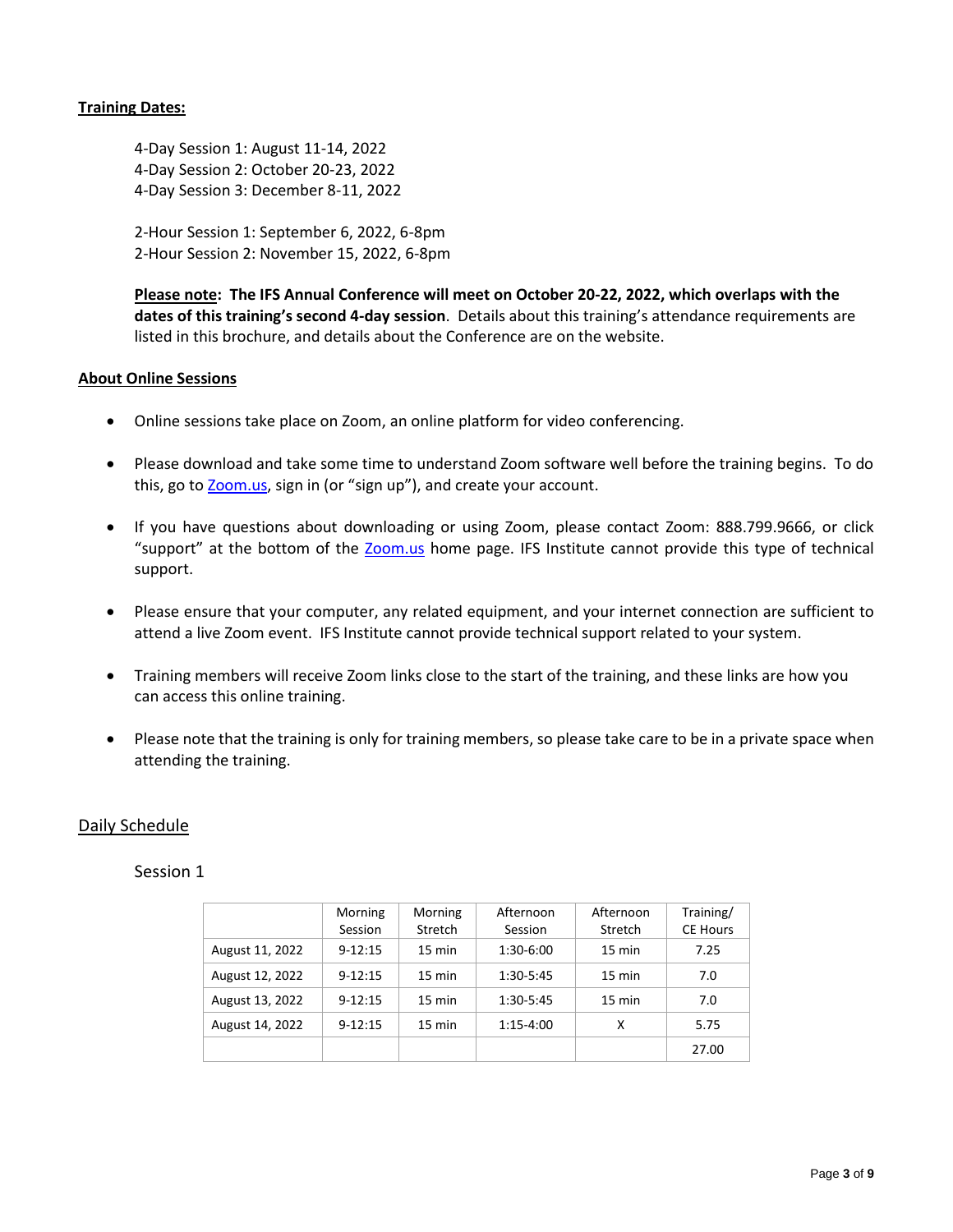**Training Dates:**

4-Day Session 1: August 11-14, 2022
4-Day Session 2: October 20-23, 2022
4-Day Session 3: December 8-11, 2022

2-Hour Session 1: September 6, 2022, 6-8pm
2-Hour Session 2: November 15, 2022, 6-8pm

**Please note: The IFS Annual Conference will meet on October 20-22, 2022, which overlaps with the dates of this training's second 4-day session**. Details about this training's attendance requirements are listed in this brochure, and details about the Conference are on the website.

**About Online Sessions**

- Online sessions take place on Zoom, an online platform for video conferencing.
- Please download and take some time to understand Zoom software well before the training begins. To do this, go to Zoom.us, sign in (or "sign up"), and create your account.
- If you have questions about downloading or using Zoom, please contact Zoom: 888.799.9666, or click "support" at the bottom of the Zoom.us home page. IFS Institute cannot provide this type of technical support.
- Please ensure that your computer, any related equipment, and your internet connection are sufficient to attend a live Zoom event. IFS Institute cannot provide technical support related to your system.
- Training members will receive Zoom links close to the start of the training, and these links are how you can access this online training.
- Please note that the training is only for training members, so please take care to be in a private space when attending the training.

Daily Schedule

Session 1

| | Morning Session | Morning Stretch | Afternoon Session | Afternoon Stretch | Training/ CE Hours |
|---|---|---|---|---|---|
| August 11, 2022 | 9-12:15 | 15 min | 1:30-6:00 | 15 min | 7.25 |
| August 12, 2022 | 9-12:15 | 15 min | 1:30-5:45 | 15 min | 7.0 |
| August 13, 2022 | 9-12:15 | 15 min | 1:30-5:45 | 15 min | 7.0 |
| August 14, 2022 | 9-12:15 | 15 min | 1:15-4:00 | X | 5.75 |
| | | | | | 27.00 |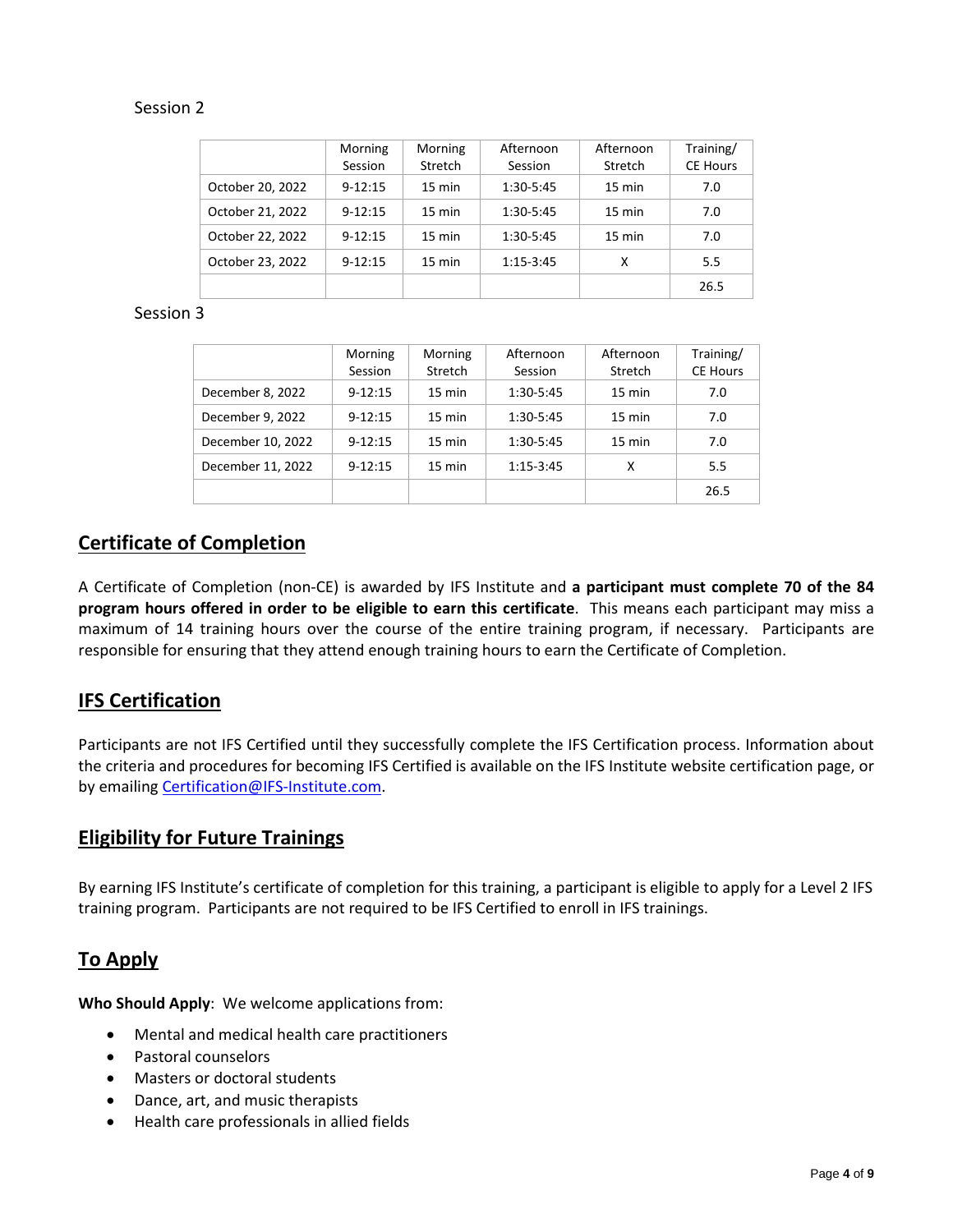Session 2

| | Morning Session | Morning Stretch | Afternoon Session | Afternoon Stretch | Training/ CE Hours |
|---|---|---|---|---|---|
| October 20, 2022 | 9-12:15 | 15 min | 1:30-5:45 | 15 min | 7.0 |
| October 21, 2022 | 9-12:15 | 15 min | 1:30-5:45 | 15 min | 7.0 |
| October 22, 2022 | 9-12:15 | 15 min | 1:30-5:45 | 15 min | 7.0 |
| October 23, 2022 | 9-12:15 | 15 min | 1:15-3:45 | X | 5.5 |
| | | | | | 26.5 |

Session 3

| | Morning Session | Morning Stretch | Afternoon Session | Afternoon Stretch | Training/ CE Hours |
|---|---|---|---|---|---|
| December 8, 2022 | 9-12:15 | 15 min | 1:30-5:45 | 15 min | 7.0 |
| December 9, 2022 | 9-12:15 | 15 min | 1:30-5:45 | 15 min | 7.0 |
| December 10, 2022 | 9-12:15 | 15 min | 1:30-5:45 | 15 min | 7.0 |
| December 11, 2022 | 9-12:15 | 15 min | 1:15-3:45 | X | 5.5 |
| | | | | | 26.5 |

## Certificate of Completion

A Certificate of Completion (non-CE) is awarded by IFS Institute and **a participant must complete 70 of the 84 program hours offered in order to be eligible to earn this certificate**. This means each participant may miss a maximum of 14 training hours over the course of the entire training program, if necessary. Participants are responsible for ensuring that they attend enough training hours to earn the Certificate of Completion.

## IFS Certification

Participants are not IFS Certified until they successfully complete the IFS Certification process. Information about the criteria and procedures for becoming IFS Certified is available on the IFS Institute website certification page, or by emailing Certification@IFS-Institute.com.

## Eligibility for Future Trainings

By earning IFS Institute's certificate of completion for this training, a participant is eligible to apply for a Level 2 IFS training program. Participants are not required to be IFS Certified to enroll in IFS trainings.

## To Apply

**Who Should Apply**: We welcome applications from:

- Mental and medical health care practitioners
- Pastoral counselors
- Masters or doctoral students
- Dance, art, and music therapists
- Health care professionals in allied fields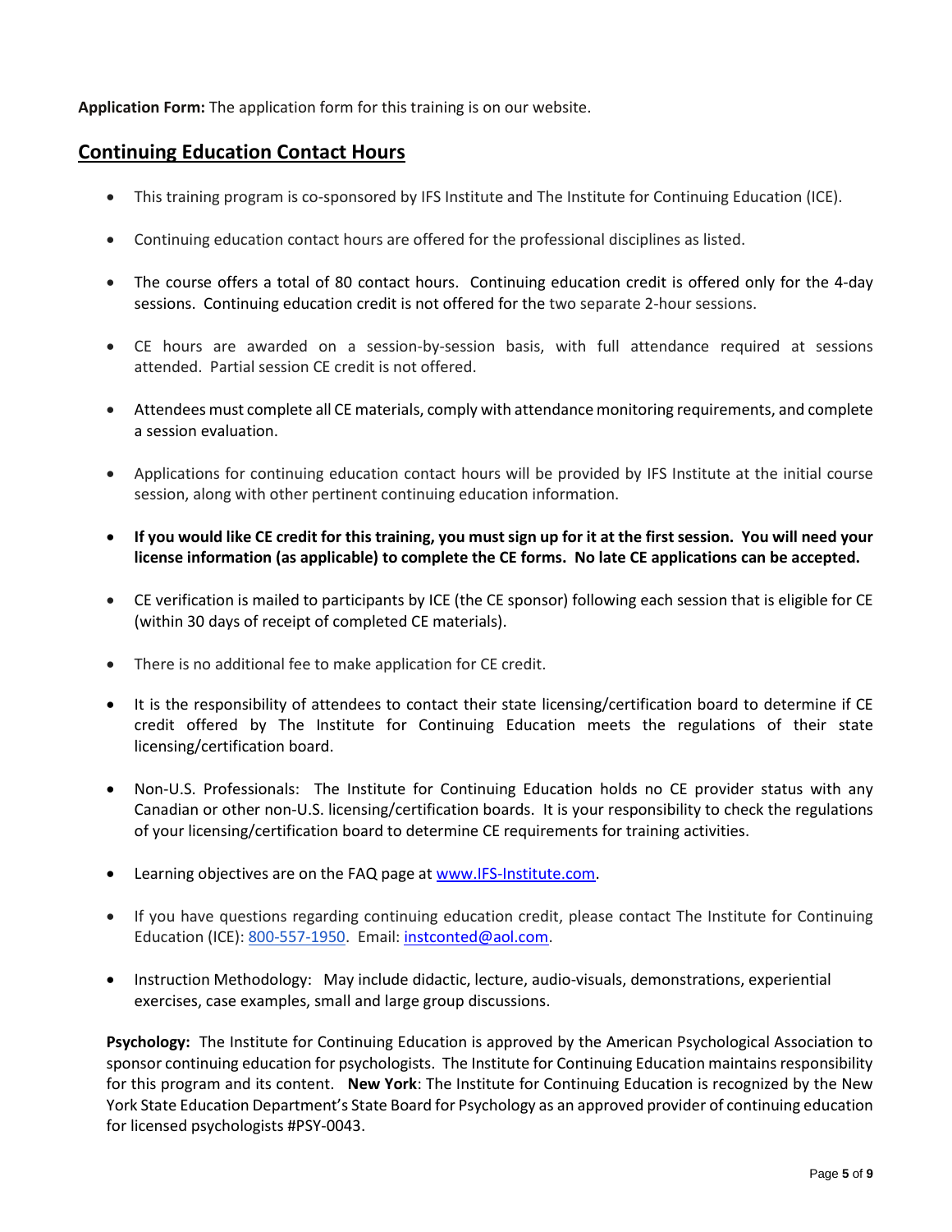**Application Form:** The application form for this training is on our website.

## Continuing Education Contact Hours

- This training program is co-sponsored by IFS Institute and The Institute for Continuing Education (ICE).
- Continuing education contact hours are offered for the professional disciplines as listed.
- The course offers a total of 80 contact hours. Continuing education credit is offered only for the 4-day sessions. Continuing education credit is not offered for the two separate 2-hour sessions.
- CE hours are awarded on a session-by-session basis, with full attendance required at sessions attended. Partial session CE credit is not offered.
- Attendees must complete all CE materials, comply with attendance monitoring requirements, and complete a session evaluation.
- Applications for continuing education contact hours will be provided by IFS Institute at the initial course session, along with other pertinent continuing education information.
- **If you would like CE credit for this training, you must sign up for it at the first session. You will need your license information (as applicable) to complete the CE forms. No late CE applications can be accepted.**
- CE verification is mailed to participants by ICE (the CE sponsor) following each session that is eligible for CE (within 30 days of receipt of completed CE materials).
- There is no additional fee to make application for CE credit.
- It is the responsibility of attendees to contact their state licensing/certification board to determine if CE credit offered by The Institute for Continuing Education meets the regulations of their state licensing/certification board.
- Non-U.S. Professionals: The Institute for Continuing Education holds no CE provider status with any Canadian or other non-U.S. licensing/certification boards. It is your responsibility to check the regulations of your licensing/certification board to determine CE requirements for training activities.
- Learning objectives are on the FAQ page at www.IFS-Institute.com.
- If you have questions regarding continuing education credit, please contact The Institute for Continuing Education (ICE): 800-557-1950. Email: instconted@aol.com.
- Instruction Methodology: May include didactic, lecture, audio-visuals, demonstrations, experiential exercises, case examples, small and large group discussions.

**Psychology:** The Institute for Continuing Education is approved by the American Psychological Association to sponsor continuing education for psychologists. The Institute for Continuing Education maintains responsibility for this program and its content. **New York**: The Institute for Continuing Education is recognized by the New York State Education Department's State Board for Psychology as an approved provider of continuing education for licensed psychologists #PSY-0043.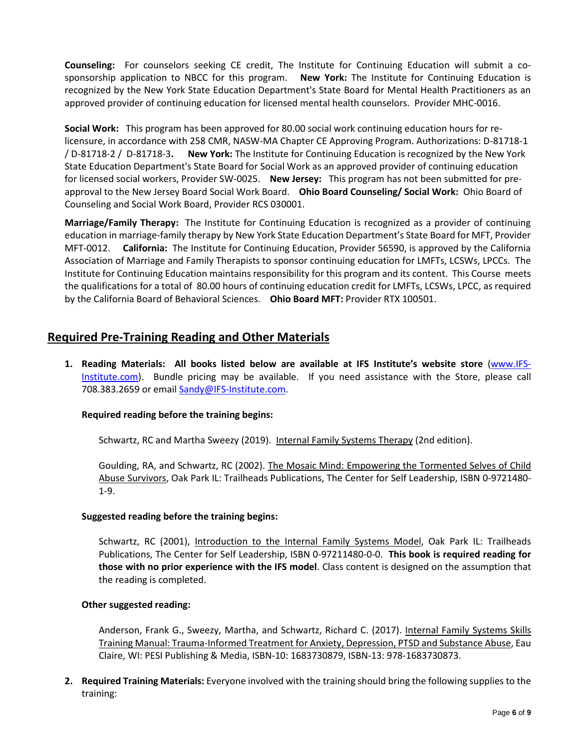**Counseling:** For counselors seeking CE credit, The Institute for Continuing Education will submit a co-sponsorship application to NBCC for this program. **New York:** The Institute for Continuing Education is recognized by the New York State Education Department's State Board for Mental Health Practitioners as an approved provider of continuing education for licensed mental health counselors. Provider MHC-0016.

**Social Work:** This program has been approved for 80.00 social work continuing education hours for re-licensure, in accordance with 258 CMR, NASW-MA Chapter CE Approving Program. Authorizations: D-81718-1 / D-81718-2 / D-81718-3**.** **New York:** The Institute for Continuing Education is recognized by the New York State Education Department's State Board for Social Work as an approved provider of continuing education for licensed social workers, Provider SW-0025. **New Jersey:** This program has not been submitted for pre-approval to the New Jersey Board Social Work Board. **Ohio Board Counseling/ Social Work:** Ohio Board of Counseling and Social Work Board, Provider RCS 030001.

**Marriage/Family Therapy:** The Institute for Continuing Education is recognized as a provider of continuing education in marriage-family therapy by New York State Education Department's State Board for MFT, Provider MFT-0012. **California:** The Institute for Continuing Education, Provider 56590, is approved by the California Association of Marriage and Family Therapists to sponsor continuing education for LMFTs, LCSWs, LPCCs. The Institute for Continuing Education maintains responsibility for this program and its content. This Course meets the qualifications for a total of 80.00 hours of continuing education credit for LMFTs, LCSWs, LPCC, as required by the California Board of Behavioral Sciences. **Ohio Board MFT:** Provider RTX 100501.

## Required Pre-Training Reading and Other Materials

1. **Reading Materials: All books listed below are available at IFS Institute's website store** ([www.IFS-Institute.com](www.IFS-Institute.com)). Bundle pricing may be available. If you need assistance with the Store, please call 708.383.2659 or email [Sandy@IFS-Institute.com](mailto:Sandy@IFS-Institute.com).

   **Required reading before the training begins:**

   Schwartz, RC and Martha Sweezy (2019). Internal Family Systems Therapy (2nd edition).

   Goulding, RA, and Schwartz, RC (2002). The Mosaic Mind: Empowering the Tormented Selves of Child Abuse Survivors, Oak Park IL: Trailheads Publications, The Center for Self Leadership, ISBN 0-9721480-1-9.

   **Suggested reading before the training begins:**

   Schwartz, RC (2001), Introduction to the Internal Family Systems Model, Oak Park IL: Trailheads Publications, The Center for Self Leadership, ISBN 0-97211480-0-0. **This book is required reading for those with no prior experience with the IFS model**. Class content is designed on the assumption that the reading is completed.

   **Other suggested reading:**

   Anderson, Frank G., Sweezy, Martha, and Schwartz, Richard C. (2017). Internal Family Systems Skills Training Manual: Trauma-Informed Treatment for Anxiety, Depression, PTSD and Substance Abuse, Eau Claire, WI: PESI Publishing & Media, ISBN-10: 1683730879, ISBN-13: 978-1683730873.

2. **Required Training Materials:** Everyone involved with the training should bring the following supplies to the training: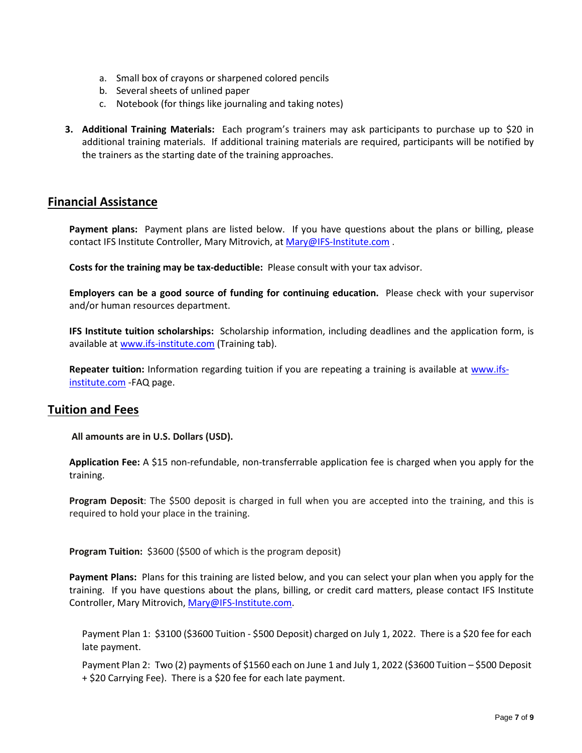a. Small box of crayons or sharpened colored pencils
b. Several sheets of unlined paper
c. Notebook (for things like journaling and taking notes)

3. **Additional Training Materials:** Each program's trainers may ask participants to purchase up to $20 in additional training materials. If additional training materials are required, participants will be notified by the trainers as the starting date of the training approaches.

## Financial Assistance

**Payment plans:** Payment plans are listed below. If you have questions about the plans or billing, please contact IFS Institute Controller, Mary Mitrovich, at Mary@IFS-Institute.com .

**Costs for the training may be tax-deductible:** Please consult with your tax advisor.

**Employers can be a good source of funding for continuing education.** Please check with your supervisor and/or human resources department.

**IFS Institute tuition scholarships:** Scholarship information, including deadlines and the application form, is available at www.ifs-institute.com (Training tab).

**Repeater tuition:** Information regarding tuition if you are repeating a training is available at www.ifs-institute.com -FAQ page.

## Tuition and Fees

**All amounts are in U.S. Dollars (USD).**

**Application Fee:** A $15 non-refundable, non-transferrable application fee is charged when you apply for the training.

**Program Deposit**: The $500 deposit is charged in full when you are accepted into the training, and this is required to hold your place in the training.

**Program Tuition:** $3600 ($500 of which is the program deposit)

**Payment Plans:** Plans for this training are listed below, and you can select your plan when you apply for the training. If you have questions about the plans, billing, or credit card matters, please contact IFS Institute Controller, Mary Mitrovich, Mary@IFS-Institute.com.

Payment Plan 1: $3100 ($3600 Tuition - $500 Deposit) charged on July 1, 2022. There is a $20 fee for each late payment.

Payment Plan 2: Two (2) payments of $1560 each on June 1 and July 1, 2022 ($3600 Tuition – $500 Deposit + $20 Carrying Fee). There is a $20 fee for each late payment.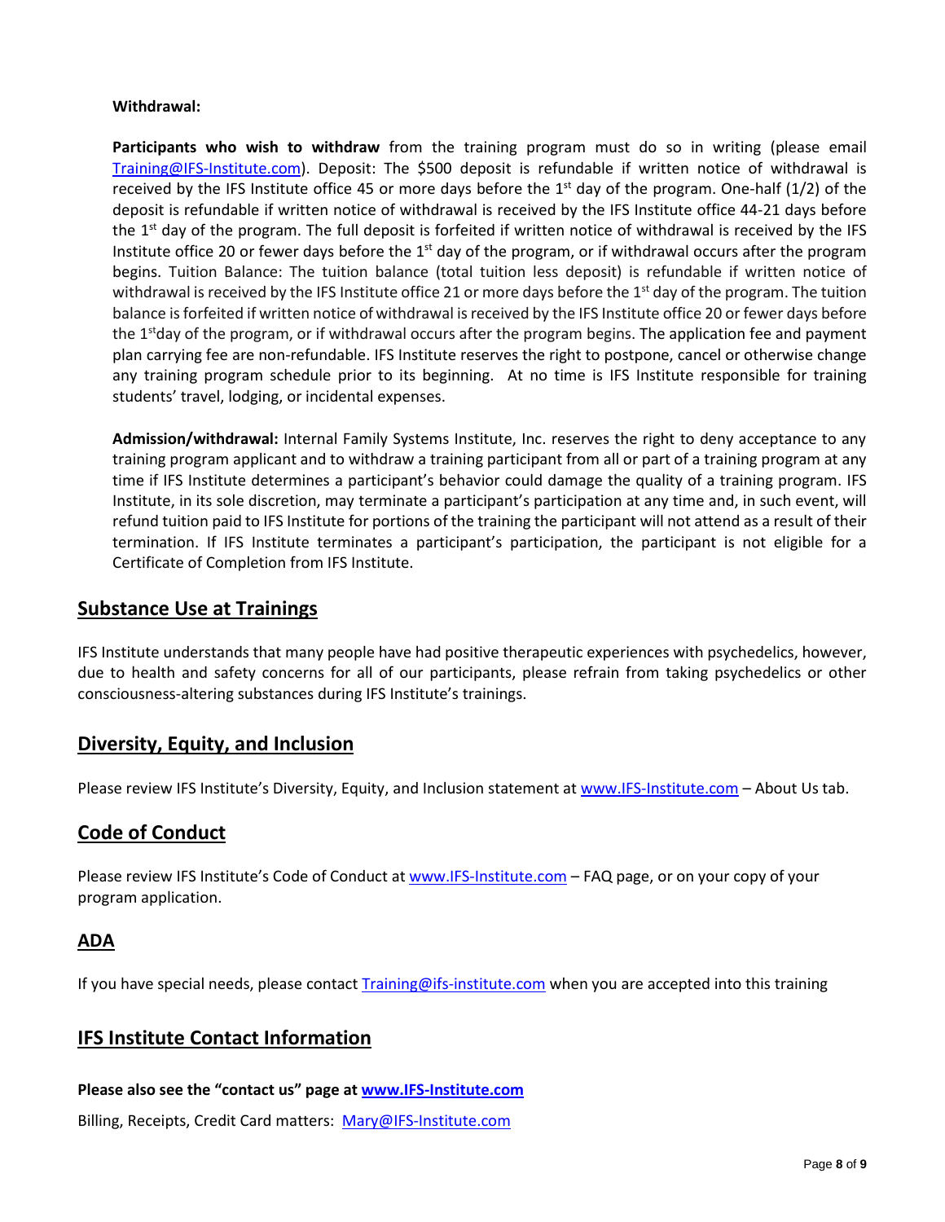**Withdrawal:**

**Participants who wish to withdraw** from the training program must do so in writing (please email Training@IFS-Institute.com). Deposit: The $500 deposit is refundable if written notice of withdrawal is received by the IFS Institute office 45 or more days before the 1st day of the program. One-half (1/2) of the deposit is refundable if written notice of withdrawal is received by the IFS Institute office 44-21 days before the 1st day of the program. The full deposit is forfeited if written notice of withdrawal is received by the IFS Institute office 20 or fewer days before the 1st day of the program, or if withdrawal occurs after the program begins. Tuition Balance: The tuition balance (total tuition less deposit) is refundable if written notice of withdrawal is received by the IFS Institute office 21 or more days before the 1st day of the program. The tuition balance is forfeited if written notice of withdrawal is received by the IFS Institute office 20 or fewer days before the 1st day of the program, or if withdrawal occurs after the program begins. The application fee and payment plan carrying fee are non-refundable. IFS Institute reserves the right to postpone, cancel or otherwise change any training program schedule prior to its beginning. At no time is IFS Institute responsible for training students' travel, lodging, or incidental expenses.

**Admission/withdrawal:** Internal Family Systems Institute, Inc. reserves the right to deny acceptance to any training program applicant and to withdraw a training participant from all or part of a training program at any time if IFS Institute determines a participant's behavior could damage the quality of a training program. IFS Institute, in its sole discretion, may terminate a participant's participation at any time and, in such event, will refund tuition paid to IFS Institute for portions of the training the participant will not attend as a result of their termination. If IFS Institute terminates a participant's participation, the participant is not eligible for a Certificate of Completion from IFS Institute.

## Substance Use at Trainings

IFS Institute understands that many people have had positive therapeutic experiences with psychedelics, however, due to health and safety concerns for all of our participants, please refrain from taking psychedelics or other consciousness-altering substances during IFS Institute's trainings.

## Diversity, Equity, and Inclusion

Please review IFS Institute's Diversity, Equity, and Inclusion statement at www.IFS-Institute.com – About Us tab.

## Code of Conduct

Please review IFS Institute's Code of Conduct at www.IFS-Institute.com – FAQ page, or on your copy of your program application.

## ADA

If you have special needs, please contact Training@ifs-institute.com when you are accepted into this training

## IFS Institute Contact Information

**Please also see the "contact us" page at www.IFS-Institute.com**

Billing, Receipts, Credit Card matters: Mary@IFS-Institute.com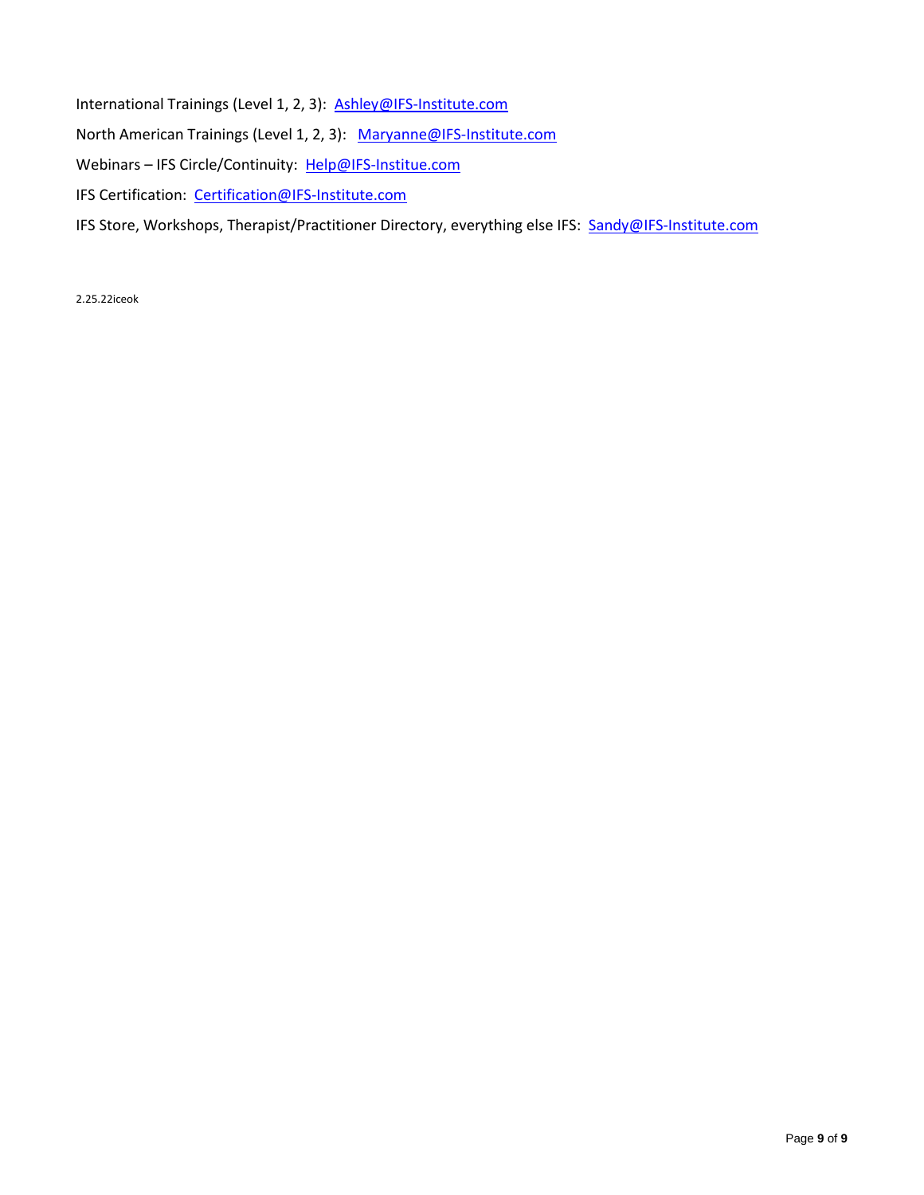International Trainings (Level 1, 2, 3): Ashley@IFS-Institute.com

North American Trainings (Level 1, 2, 3): Maryanne@IFS-Institute.com

Webinars – IFS Circle/Continuity: Help@IFS-Institue.com

IFS Certification: Certification@IFS-Institute.com

IFS Store, Workshops, Therapist/Practitioner Directory, everything else IFS: Sandy@IFS-Institute.com

2.25.22iceok